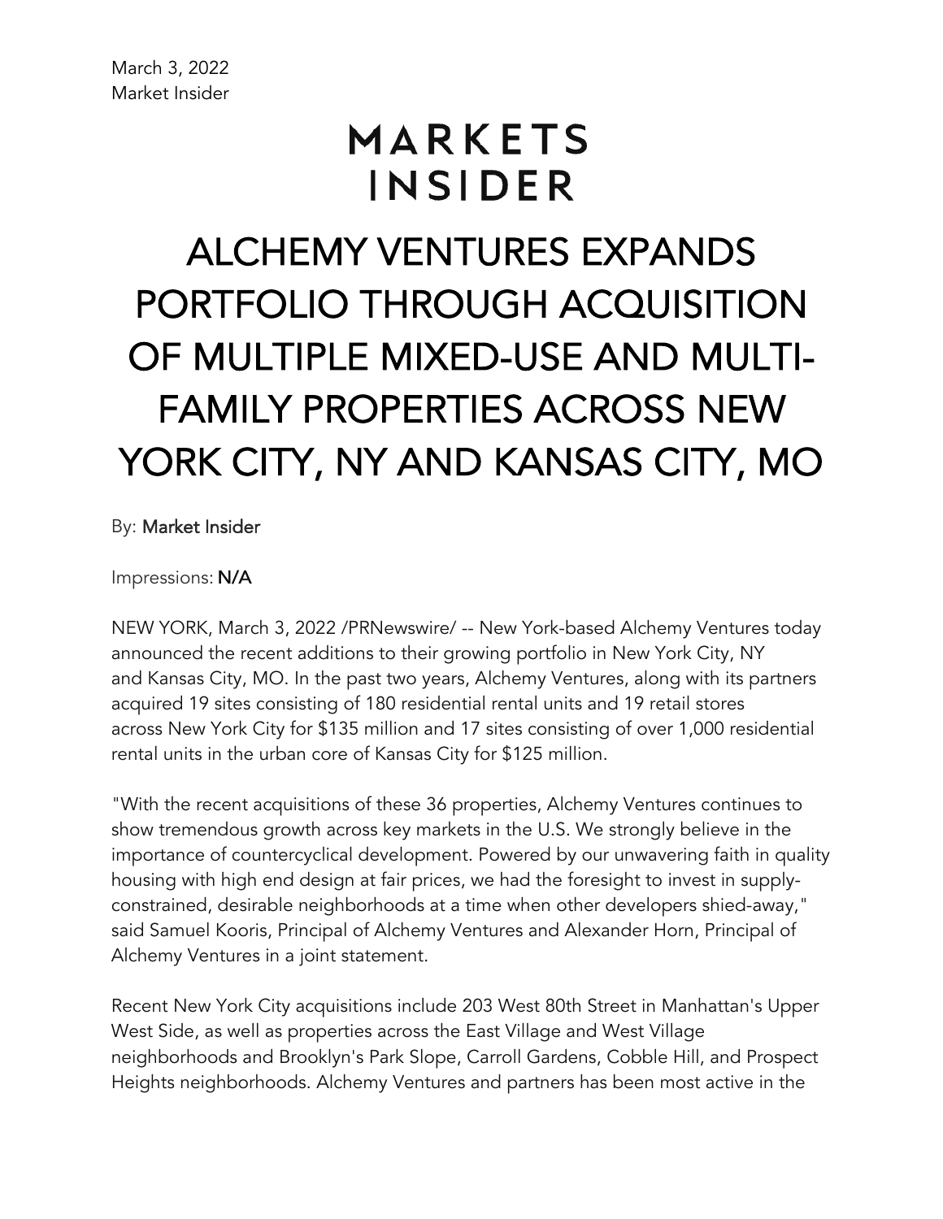March 3, 2022
Market Insider

MARKETS INSIDER

# ALCHEMY VENTURES EXPANDS PORTFOLIO THROUGH ACQUISITION OF MULTIPLE MIXED-USE AND MULTI-FAMILY PROPERTIES ACROSS NEW YORK CITY, NY AND KANSAS CITY, MO

By: Market Insider

Impressions: N/A

NEW YORK, March 3, 2022 /PRNewswire/ -- New York-based Alchemy Ventures today announced the recent additions to their growing portfolio in New York City, NY and Kansas City, MO. In the past two years, Alchemy Ventures, along with its partners acquired 19 sites consisting of 180 residential rental units and 19 retail stores across New York City for $135 million and 17 sites consisting of over 1,000 residential rental units in the urban core of Kansas City for $125 million.

"With the recent acquisitions of these 36 properties, Alchemy Ventures continues to show tremendous growth across key markets in the U.S. We strongly believe in the importance of countercyclical development. Powered by our unwavering faith in quality housing with high end design at fair prices, we had the foresight to invest in supply-constrained, desirable neighborhoods at a time when other developers shied-away," said Samuel Kooris, Principal of Alchemy Ventures and Alexander Horn, Principal of Alchemy Ventures in a joint statement.

Recent New York City acquisitions include 203 West 80th Street in Manhattan's Upper West Side, as well as properties across the East Village and West Village neighborhoods and Brooklyn's Park Slope, Carroll Gardens, Cobble Hill, and Prospect Heights neighborhoods. Alchemy Ventures and partners has been most active in the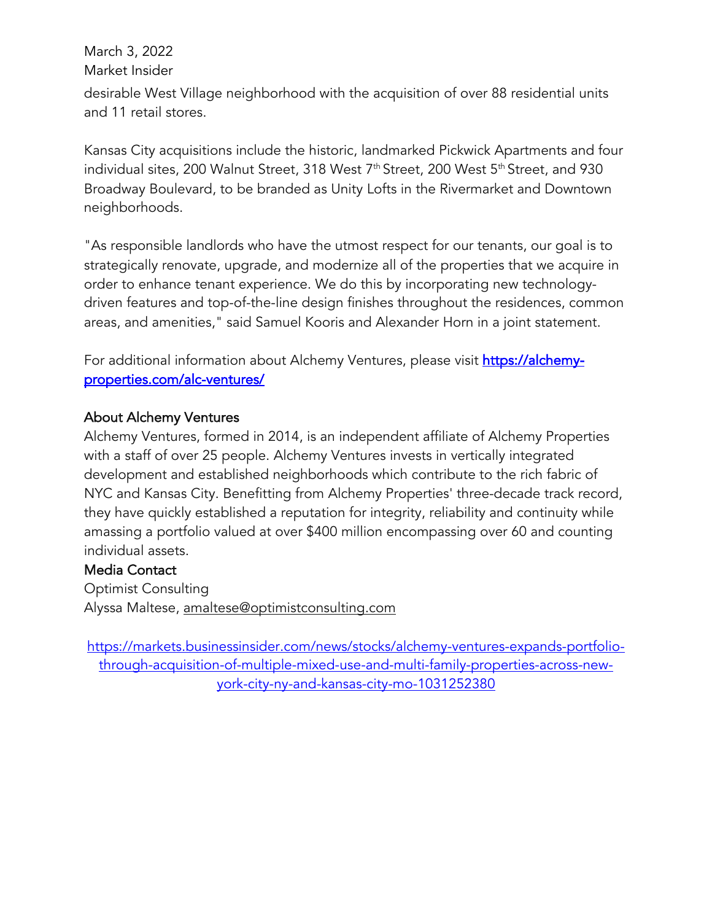March 3, 2022
Market Insider

desirable West Village neighborhood with the acquisition of over 88 residential units and 11 retail stores.

Kansas City acquisitions include the historic, landmarked Pickwick Apartments and four individual sites, 200 Walnut Street, 318 West 7th Street, 200 West 5th Street, and 930 Broadway Boulevard, to be branded as Unity Lofts in the Rivermarket and Downtown neighborhoods.

"As responsible landlords who have the utmost respect for our tenants, our goal is to strategically renovate, upgrade, and modernize all of the properties that we acquire in order to enhance tenant experience. We do this by incorporating new technology-driven features and top-of-the-line design finishes throughout the residences, common areas, and amenities," said Samuel Kooris and Alexander Horn in a joint statement.

For additional information about Alchemy Ventures, please visit [https://alchemy-properties.com/alc-ventures/](https://alchemy-properties.com/alc-ventures/)

**About Alchemy Ventures**

Alchemy Ventures, formed in 2014, is an independent affiliate of Alchemy Properties with a staff of over 25 people. Alchemy Ventures invests in vertically integrated development and established neighborhoods which contribute to the rich fabric of NYC and Kansas City. Benefitting from Alchemy Properties' three-decade track record, they have quickly established a reputation for integrity, reliability and continuity while amassing a portfolio valued at over $400 million encompassing over 60 and counting individual assets.

**Media Contact**

Optimist Consulting
Alyssa Maltese, amaltese@optimistconsulting.com

https://markets.businessinsider.com/news/stocks/alchemy-ventures-expands-portfolio-through-acquisition-of-multiple-mixed-use-and-multi-family-properties-across-new-york-city-ny-and-kansas-city-mo-1031252380